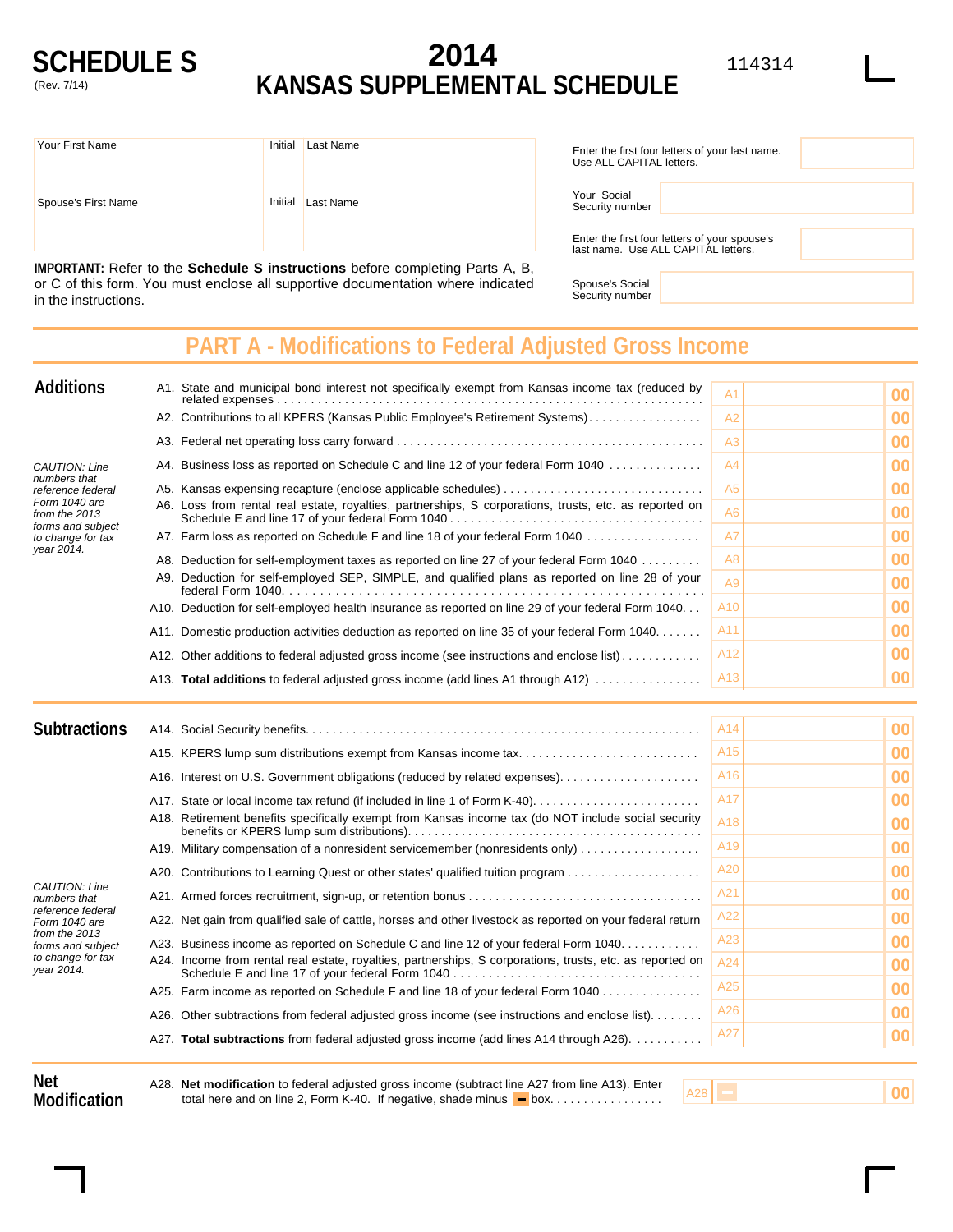# SCHEDULE S

(Rev. 7/14)

# 2014 KANSAS SUPPLEMENTAL SCHEDULE

114314

| Your First Name | Initial | Last Name |
|---|---|---|
| Spouse's First Name | Initial | Last Name |

Enter the first four letters of your last name. Use ALL CAPITAL letters.

Your Social Security number

Enter the first four letters of your spouse's last name. Use ALL CAPITAL letters.

Spouse's Social Security number

**IMPORTANT:** Refer to the **Schedule S instructions** before completing Parts A, B, or C of this form. You must enclose all supportive documentation where indicated in the instructions.

## PART A - Modifications to Federal Adjusted Gross Income

### Additions

*CAUTION: Line numbers that reference federal Form 1040 are from the 2013 forms and subject to change for tax year 2014.*

| Line | Description | | Amount |
|---|---|---|---|
| A1. | State and municipal bond interest not specifically exempt from Kansas income tax (reduced by related expenses) | A1 | 00 |
| A2. | Contributions to all KPERS (Kansas Public Employee's Retirement Systems) | A2 | 00 |
| A3. | Federal net operating loss carry forward | A3 | 00 |
| A4. | Business loss as reported on Schedule C and line 12 of your federal Form 1040 | A4 | 00 |
| A5. | Kansas expensing recapture (enclose applicable schedules) | A5 | 00 |
| A6. | Loss from rental real estate, royalties, partnerships, S corporations, trusts, etc. as reported on Schedule E and line 17 of your federal Form 1040 | A6 | 00 |
| A7. | Farm loss as reported on Schedule F and line 18 of your federal Form 1040 | A7 | 00 |
| A8. | Deduction for self-employment taxes as reported on line 27 of your federal Form 1040 | A8 | 00 |
| A9. | Deduction for self-employed SEP, SIMPLE, and qualified plans as reported on line 28 of your federal Form 1040 | A9 | 00 |
| A10. | Deduction for self-employed health insurance as reported on line 29 of your federal Form 1040 | A10 | 00 |
| A11. | Domestic production activities deduction as reported on line 35 of your federal Form 1040 | A11 | 00 |
| A12. | Other additions to federal adjusted gross income (see instructions and enclose list) | A12 | 00 |
| A13. | **Total additions** to federal adjusted gross income (add lines A1 through A12) | A13 | 00 |

### Subtractions

*CAUTION: Line numbers that reference federal Form 1040 are from the 2013 forms and subject to change for tax year 2014.*

| Line | Description | | Amount |
|---|---|---|---|
| A14. | Social Security benefits | A14 | 00 |
| A15. | KPERS lump sum distributions exempt from Kansas income tax | A15 | 00 |
| A16. | Interest on U.S. Government obligations (reduced by related expenses) | A16 | 00 |
| A17. | State or local income tax refund (if included in line 1 of Form K-40) | A17 | 00 |
| A18. | Retirement benefits specifically exempt from Kansas income tax (do NOT include social security benefits or KPERS lump sum distributions) | A18 | 00 |
| A19. | Military compensation of a nonresident servicemember (nonresidents only) | A19 | 00 |
| A20. | Contributions to Learning Quest or other states' qualified tuition program | A20 | 00 |
| A21. | Armed forces recruitment, sign-up, or retention bonus | A21 | 00 |
| A22. | Net gain from qualified sale of cattle, horses and other livestock as reported on your federal return | A22 | 00 |
| A23. | Business income as reported on Schedule C and line 12 of your federal Form 1040 | A23 | 00 |
| A24. | Income from rental real estate, royalties, partnerships, S corporations, trusts, etc. as reported on Schedule E and line 17 of your federal Form 1040 | A24 | 00 |
| A25. | Farm income as reported on Schedule F and line 18 of your federal Form 1040 | A25 | 00 |
| A26. | Other subtractions from federal adjusted gross income (see instructions and enclose list) | A26 | 00 |
| A27. | **Total subtractions** from federal adjusted gross income (add lines A14 through A26) | A27 | 00 |

### Net Modification

| Line | Description | | Amount |
|---|---|---|---|
| A28. | **Net modification** to federal adjusted gross income (subtract line A27 from line A13). Enter total here and on line 2, Form K-40. If negative, shade minus ▬ box. | A28 | 00 |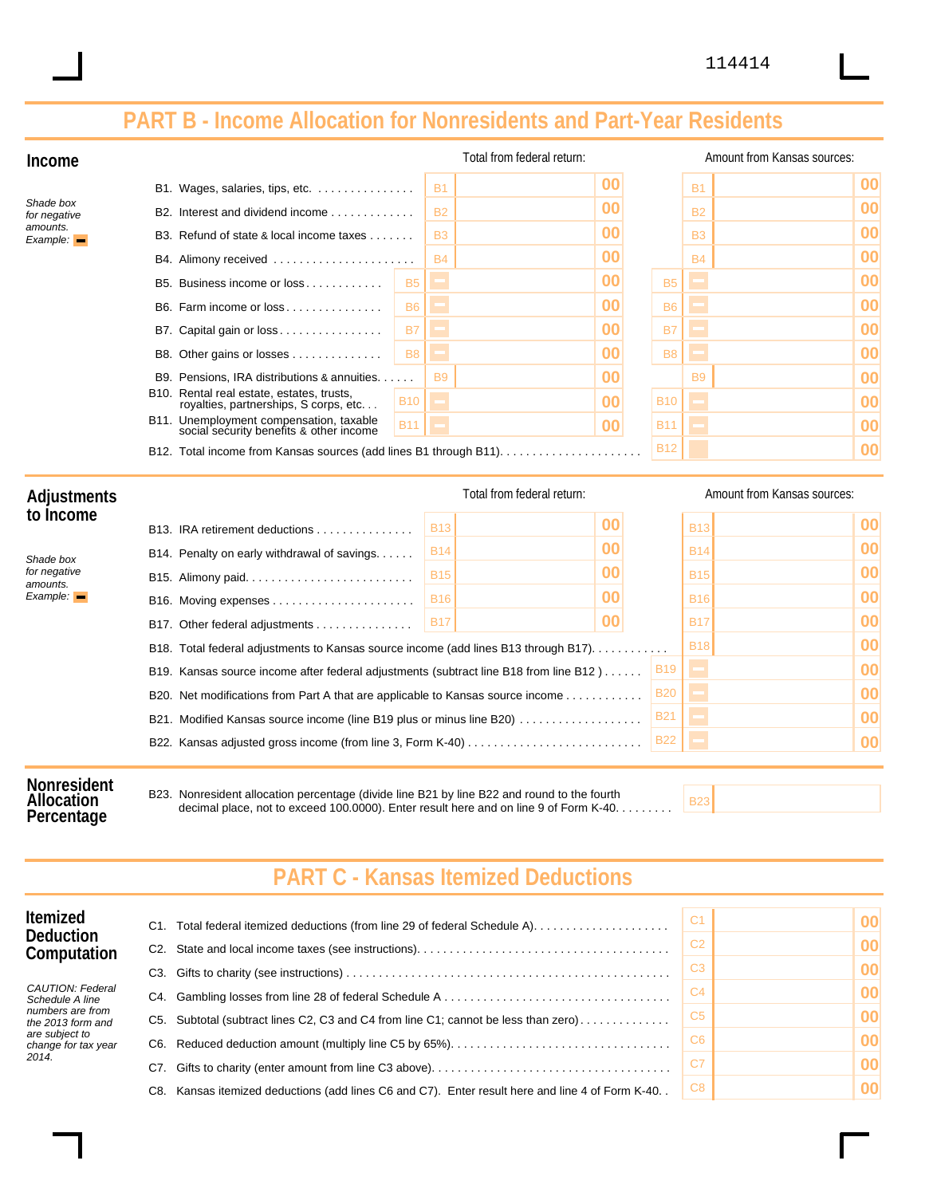114414

## PART B - Income Allocation for Nonresidents and Part-Year Residents

### Income

*Shade box for negative amounts. Example:* ▬

| | Total from federal return: | Amount from Kansas sources: |
|---|---|---|
| B1. Wages, salaries, tips, etc. | B1 .00 | B1 .00 |
| B2. Interest and dividend income | B2 .00 | B2 .00 |
| B3. Refund of state & local income taxes | B3 .00 | B3 .00 |
| B4. Alimony received | B4 .00 | B4 .00 |
| B5. Business income or loss | B5 .00 | B5 .00 |
| B6. Farm income or loss | B6 .00 | B6 .00 |
| B7. Capital gain or loss | B7 .00 | B7 .00 |
| B8. Other gains or losses | B8 .00 | B8 .00 |
| B9. Pensions, IRA distributions & annuities | B9 .00 | B9 .00 |
| B10. Rental real estate, estates, trusts, royalties, partnerships, S corps, etc. | B10 .00 | B10 .00 |
| B11. Unemployment compensation, taxable social security benefits & other income | B11 .00 | B11 .00 |
| B12. Total income from Kansas sources (add lines B1 through B11) | | B12 .00 |

### Adjustments to Income

*Shade box for negative amounts. Example:* ▬

| | Total from federal return: | Amount from Kansas sources: |
|---|---|---|
| B13. IRA retirement deductions | B13 .00 | B13 .00 |
| B14. Penalty on early withdrawal of savings | B14 .00 | B14 .00 |
| B15. Alimony paid | B15 .00 | B15 .00 |
| B16. Moving expenses | B16 .00 | B16 .00 |
| B17. Other federal adjustments | B17 .00 | B17 .00 |
| B18. Total federal adjustments to Kansas source income (add lines B13 through B17) | | B18 .00 |
| B19. Kansas source income after federal adjustments (subtract line B18 from line B12 ) | | B19 .00 |
| B20. Net modifications from Part A that are applicable to Kansas source income | | B20 .00 |
| B21. Modified Kansas source income (line B19 plus or minus line B20) | | B21 .00 |
| B22. Kansas adjusted gross income (from line 3, Form K-40) | | B22 .00 |

### Nonresident Allocation Percentage

B23. Nonresident allocation percentage (divide line B21 by line B22 and round to the fourth decimal place, not to exceed 100.0000). Enter result here and on line 9 of Form K-40. B23 ______

## PART C - Kansas Itemized Deductions

### Itemized Deduction Computation

*CAUTION: Federal Schedule A line numbers are from the 2013 form and are subject to change for tax year 2014.*

| | |
|---|---|
| C1. Total federal itemized deductions (from line 29 of federal Schedule A) | C1 .00 |
| C2. State and local income taxes (see instructions) | C2 .00 |
| C3. Gifts to charity (see instructions) | C3 .00 |
| C4. Gambling losses from line 28 of federal Schedule A | C4 .00 |
| C5. Subtotal (subtract lines C2, C3 and C4 from line C1; cannot be less than zero) | C5 .00 |
| C6. Reduced deduction amount (multiply line C5 by 65%) | C6 .00 |
| C7. Gifts to charity (enter amount from line C3 above) | C7 .00 |
| C8. Kansas itemized deductions (add lines C6 and C7). Enter result here and line 4 of Form K-40. | C8 .00 |